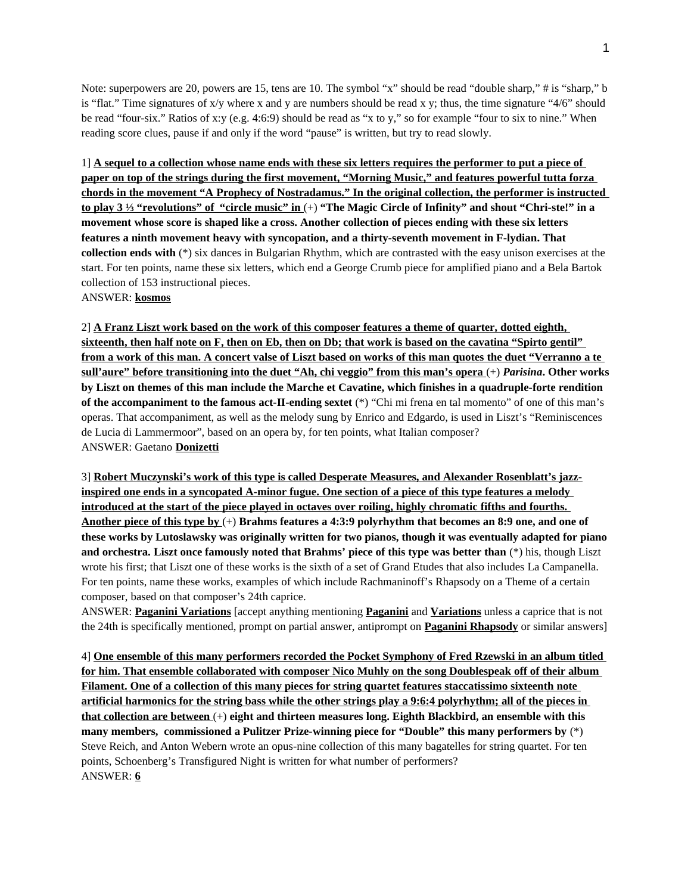Note: superpowers are 20, powers are 15, tens are 10. The symbol “x” should be read “double sharp,” # is “sharp,” b is “flat.” Time signatures of x/y where x and y are numbers should be read x y; thus, the time signature “4/6” should be read “four-six.” Ratios of x:y (e.g. 4:6:9) should be read as “x to y,” so for example “four to six to nine.” When reading score clues, pause if and only if the word “pause” is written, but try to read slowly.

1] **A sequel to a collection whose name ends with these six letters requires the performer to put a piece of paper on top of the strings during the first movement, “Morning Music,” and features powerful tutta forza chords in the movement “A Prophecy of Nostradamus.” In the original collection, the performer is instructed to play 3 ⅓ “revolutions” of “circle music” in (+) “The Magic Circle of Infinity” and shout “Chri-ste!” in a movement whose score is shaped like a cross. Another collection of pieces ending with these six letters features a ninth movement heavy with syncopation, and a thirty-seventh movement in F-lydian. That collection ends with** (*) six dances in Bulgarian Rhythm, which are contrasted with the easy unison exercises at the start. For ten points, name these six letters, which end a George Crumb piece for amplified piano and a Bela Bartok collection of 153 instructional pieces.
ANSWER: **kosmos**

2] **A Franz Liszt work based on the work of this composer features a theme of quarter, dotted eighth, sixteenth, then half note on F, then on Eb, then on Db; that work is based on the cavatina “Spirto gentil” from a work of this man. A concert valse of Liszt based on works of this man quotes the duet “Verranno a te sull’aure” before transitioning into the duet “Ah, chi veggio” from this man’s opera (+) *Parisina*. Other works by Liszt on themes of this man include the Marche et Cavatine, which finishes in a quadruple-forte rendition of the accompaniment to the famous act-II-ending sextet** (*) “Chi mi frena en tal momento” of one of this man’s operas. That accompaniment, as well as the melody sung by Enrico and Edgardo, is used in Liszt’s “Reminiscences de Lucia di Lammermoor”, based on an opera by, for ten points, what Italian composer?
ANSWER: Gaetano **Donizetti**

3] **Robert Muczynski’s work of this type is called Desperate Measures, and Alexander Rosenblatt’s jazz-inspired one ends in a syncopated A-minor fugue. One section of a piece of this type features a melody introduced at the start of the piece played in octaves over roiling, highly chromatic fifths and fourths. Another piece of this type by (+) Brahms features a 4:3:9 polyrhythm that becomes an 8:9 one, and one of these works by Lutoslawsky was originally written for two pianos, though it was eventually adapted for piano and orchestra. Liszt once famously noted that Brahms’ piece of this type was better than** (*) his, though Liszt wrote his first; that Liszt one of these works is the sixth of a set of Grand Etudes that also includes La Campanella. For ten points, name these works, examples of which include Rachmaninoff’s Rhapsody on a Theme of a certain composer, based on that composer’s 24th caprice.
ANSWER: **Paganini Variations** [accept anything mentioning **Paganini** and **Variations** unless a caprice that is not the 24th is specifically mentioned, prompt on partial answer, antiprompt on **Paganini Rhapsody** or similar answers]

4] **One ensemble of this many performers recorded the Pocket Symphony of Fred Rzewski in an album titled for him. That ensemble collaborated with composer Nico Muhly on the song Doublespeak off of their album Filament. One of a collection of this many pieces for string quartet features staccatissimo sixteenth note artificial harmonics for the string bass while the other strings play a 9:6:4 polyrhythm; all of the pieces in that collection are between (+) eight and thirteen measures long. Eighth Blackbird, an ensemble with this many members, commissioned a Pulitzer Prize-winning piece for “Double” this many performers by** (*) Steve Reich, and Anton Webern wrote an opus-nine collection of this many bagatelles for string quartet. For ten points, Schoenberg’s Transfigured Night is written for what number of performers?
ANSWER: **6**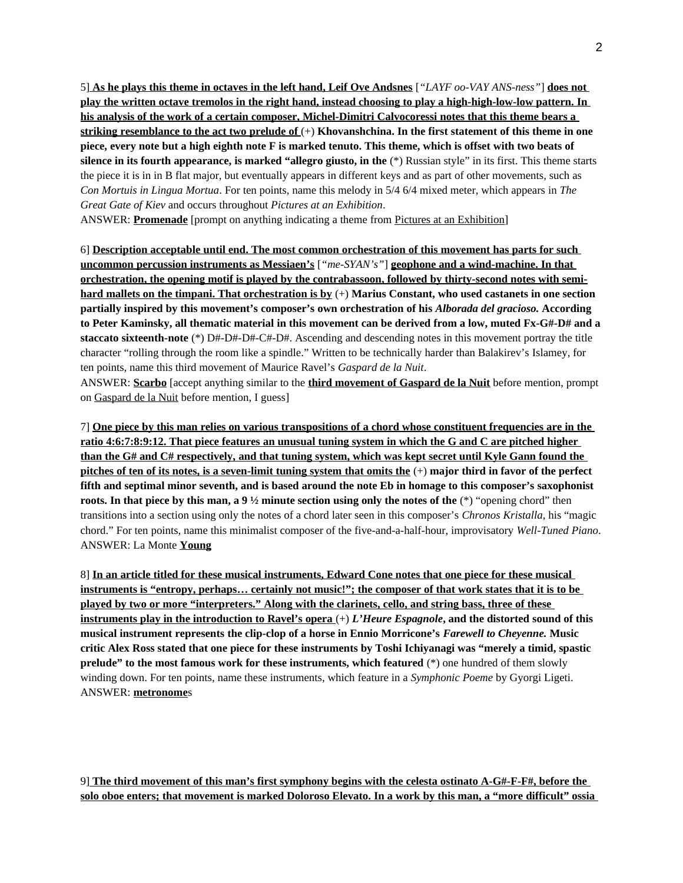5] **<u>As he plays this theme in octaves in the left hand, Leif Ove Andsnes</u>** [*"LAYF oo-VAY ANS-ness"*] **<u>does not play the written octave tremolos in the right hand, instead choosing to play a high-high-low-low pattern. In his analysis of the work of a certain composer, Michel-Dimitri Calvocoressi notes that this theme bears a striking resemblance to the act two prelude of</u>** (+) **Khovanshchina. In the first statement of this theme in one piece, every note but a high eighth note F is marked tenuto. This theme, which is offset with two beats of silence in its fourth appearance, is marked "allegro giusto, in the** (*) Russian style" in its first. This theme starts the piece it is in in B flat major, but eventually appears in different keys and as part of other movements, such as *Con Mortuis in Lingua Mortua*. For ten points, name this melody in 5/4 6/4 mixed meter, which appears in *The Great Gate of Kiev* and occurs throughout *Pictures at an Exhibition*.
ANSWER: **<u>Promenade</u>** [prompt on anything indicating a theme from <u>Pictures at an Exhibition</u>]

6] **<u>Description acceptable until end. The most common orchestration of this movement has parts for such uncommon percussion instruments as Messiaen's</u>** [*"me-SYAN's"*] **<u>geophone and a wind-machine. In that orchestration, the opening motif is played by the contrabassoon, followed by thirty-second notes with semi-hard mallets on the timpani. That orchestration is by</u>** (+) **Marius Constant, who used castanets in one section partially inspired by this movement's composer's own orchestration of his *Alborada del gracioso.* According to Peter Kaminsky, all thematic material in this movement can be derived from a low, muted Fx-G#-D# and a staccato sixteenth-note** (*) D#-D#-D#-C#-D#. Ascending and descending notes in this movement portray the title character "rolling through the room like a spindle." Written to be technically harder than Balakirev's Islamey, for ten points, name this third movement of Maurice Ravel's *Gaspard de la Nuit*.
ANSWER: **<u>Scarbo</u>** [accept anything similar to the **<u>third movement of Gaspard de la Nuit</u>** before mention, prompt on <u>Gaspard de la Nuit</u> before mention, I guess]

7] **<u>One piece by this man relies on various transpositions of a chord whose constituent frequencies are in the ratio 4:6:7:8:9:12. That piece features an unusual tuning system in which the G and C are pitched higher than the G# and C# respectively, and that tuning system, which was kept secret until Kyle Gann found the pitches of ten of its notes, is a seven-limit tuning system that omits the</u>** (+) **major third in favor of the perfect fifth and septimal minor seventh, and is based around the note Eb in homage to this composer's saxophonist roots. In that piece by this man, a 9 ½ minute section using only the notes of the** (*) "opening chord" then transitions into a section using only the notes of a chord later seen in this composer's *Chronos Kristalla*, his "magic chord." For ten points, name this minimalist composer of the five-and-a-half-hour, improvisatory *Well-Tuned Piano*.
ANSWER: La Monte **<u>Young</u>**

8] **<u>In an article titled for these musical instruments, Edward Cone notes that one piece for these musical instruments is "entropy, perhaps… certainly not music!"; the composer of that work states that it is to be played by two or more "interpreters." Along with the clarinets, cello, and string bass, three of these instruments play in the introduction to Ravel's opera</u>** (+) ***L'Heure Espagnole*, and the distorted sound of this musical instrument represents the clip-clop of a horse in Ennio Morricone's *Farewell to Cheyenne.* Music critic Alex Ross stated that one piece for these instruments by Toshi Ichiyanagi was "merely a timid, spastic prelude" to the most famous work for these instruments, which featured** (*) one hundred of them slowly winding down. For ten points, name these instruments, which feature in a *Symphonic Poeme* by Gyorgi Ligeti.
ANSWER: **<u>metronome</u>**s

9] **<u>The third movement of this man's first symphony begins with the celesta ostinato A-G#-F-F#, before the solo oboe enters; that movement is marked Doloroso Elevato. In a work by this man, a "more difficult" ossia</u>**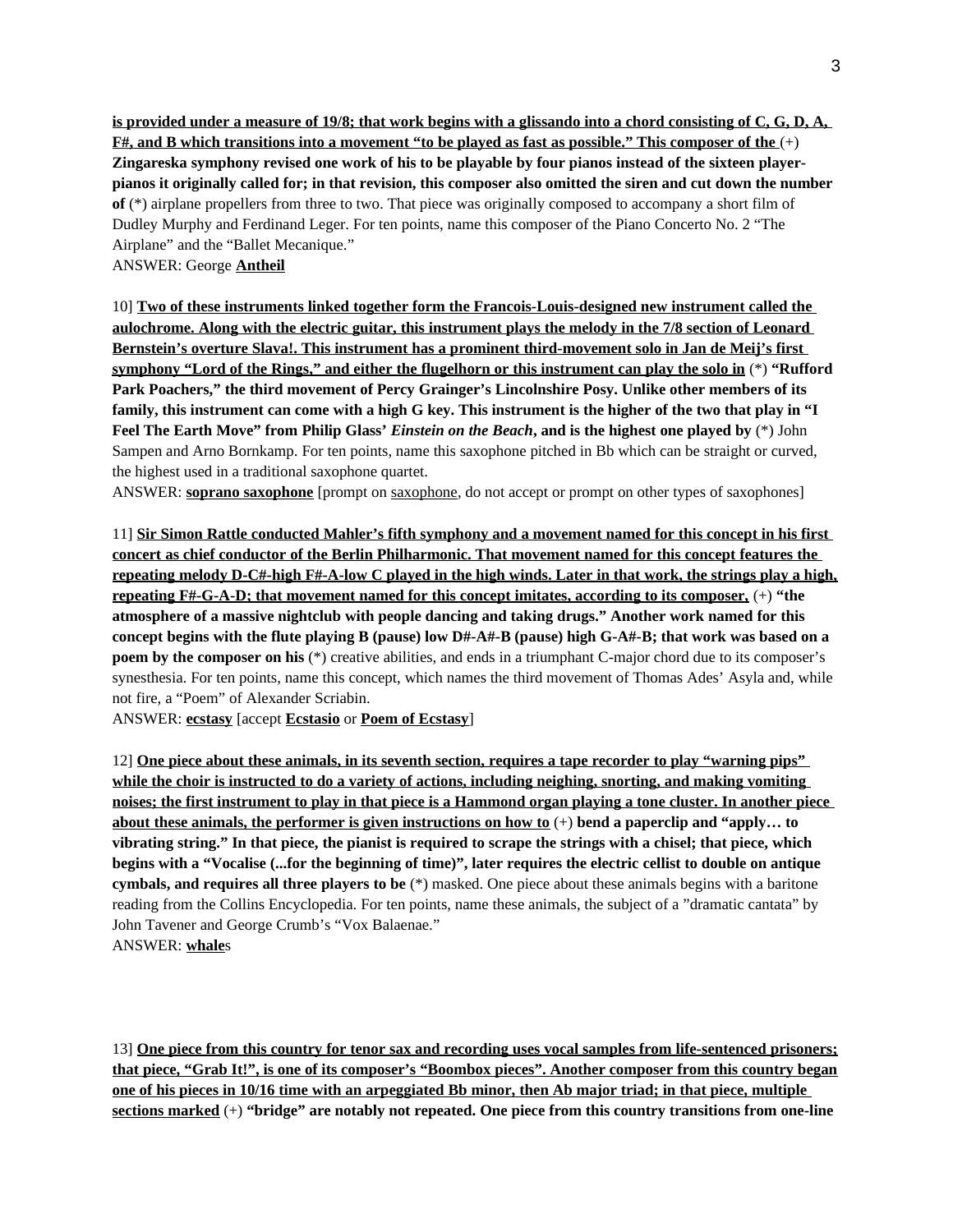**<u>is provided under a measure of 19/8; that work begins with a glissando into a chord consisting of C, G, D, A, F#, and B which transitions into a movement "to be played as fast as possible." This composer of the</u>** (+) **Zingareska symphony revised one work of his to be playable by four pianos instead of the sixteen player-pianos it originally called for; in that revision, this composer also omitted the siren and cut down the number of** (*) airplane propellers from three to two. That piece was originally composed to accompany a short film of Dudley Murphy and Ferdinand Leger. For ten points, name this composer of the Piano Concerto No. 2 "The Airplane" and the "Ballet Mecanique."

ANSWER: George **<u>Antheil</u>**

10] **<u>Two of these instruments linked together form the Francois-Louis-designed new instrument called the aulochrome. Along with the electric guitar, this instrument plays the melody in the 7/8 section of Leonard Bernstein's overture Slava!. This instrument has a prominent third-movement solo in Jan de Meij's first symphony "Lord of the Rings," and either the flugelhorn or this instrument can play the solo in</u>** (*) **"Rufford Park Poachers," the third movement of Percy Grainger's Lincolnshire Posy. Unlike other members of its family, this instrument can come with a high G key. This instrument is the higher of the two that play in "I Feel The Earth Move" from Philip Glass' *Einstein on the Beach*, and is the highest one played by** (*) John Sampen and Arno Bornkamp. For ten points, name this saxophone pitched in Bb which can be straight or curved, the highest used in a traditional saxophone quartet.

ANSWER: **<u>soprano saxophone</u>** [prompt on <u>saxophone</u>, do not accept or prompt on other types of saxophones]

11] **<u>Sir Simon Rattle conducted Mahler's fifth symphony and a movement named for this concept in his first concert as chief conductor of the Berlin Philharmonic. That movement named for this concept features the repeating melody D-C#-high F#-A-low C played in the high winds. Later in that work, the strings play a high, repeating F#-G-A-D; that movement named for this concept imitates, according to its composer,</u>** (+) **"the atmosphere of a massive nightclub with people dancing and taking drugs." Another work named for this concept begins with the flute playing B (pause) low D#-A#-B (pause) high G-A#-B; that work was based on a poem by the composer on his** (*) creative abilities, and ends in a triumphant C-major chord due to its composer's synesthesia. For ten points, name this concept, which names the third movement of Thomas Ades' Asyla and, while not fire, a "Poem" of Alexander Scriabin.

ANSWER: **<u>ecstasy</u>** [accept **<u>Ecstasio</u>** or **<u>Poem of Ecstasy</u>**]

12] **<u>One piece about these animals, in its seventh section, requires a tape recorder to play "warning pips" while the choir is instructed to do a variety of actions, including neighing, snorting, and making vomiting noises; the first instrument to play in that piece is a Hammond organ playing a tone cluster. In another piece about these animals, the performer is given instructions on how to</u>** (+) **bend a paperclip and "apply… to vibrating string." In that piece, the pianist is required to scrape the strings with a chisel; that piece, which begins with a "Vocalise (...for the beginning of time)", later requires the electric cellist to double on antique cymbals, and requires all three players to be** (*) masked. One piece about these animals begins with a baritone reading from the Collins Encyclopedia. For ten points, name these animals, the subject of a "dramatic cantata" by John Tavener and George Crumb's "Vox Balaenae."

ANSWER: **<u>whale</u>**s

13] **<u>One piece from this country for tenor sax and recording uses vocal samples from life-sentenced prisoners; that piece, "Grab It!", is one of its composer's "Boombox pieces". Another composer from this country began one of his pieces in 10/16 time with an arpeggiated Bb minor, then Ab major triad; in that piece, multiple sections marked</u>** (+) **"bridge" are notably not repeated. One piece from this country transitions from one-line**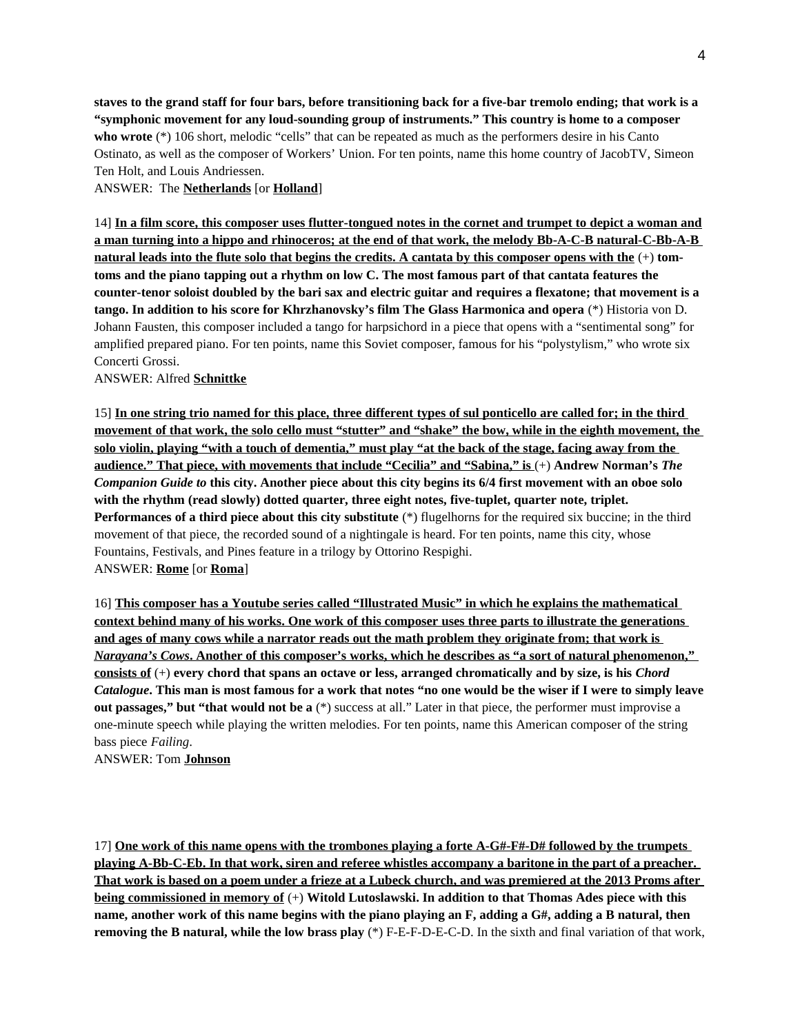**staves to the grand staff for four bars, before transitioning back for a five-bar tremolo ending; that work is a "symphonic movement for any loud-sounding group of instruments." This country is home to a composer who wrote** (*) 106 short, melodic "cells" that can be repeated as much as the performers desire in his Canto Ostinato, as well as the composer of Workers' Union. For ten points, name this home country of JacobTV, Simeon Ten Holt, and Louis Andriessen.

ANSWER: The **Netherlands** [or **Holland**]

14] **In a film score, this composer uses flutter-tongued notes in the cornet and trumpet to depict a woman and a man turning into a hippo and rhinoceros; at the end of that work, the melody Bb-A-C-B natural-C-Bb-A-B natural leads into the flute solo that begins the credits. A cantata by this composer opens with the** (+) **tom-toms and the piano tapping out a rhythm on low C. The most famous part of that cantata features the counter-tenor soloist doubled by the bari sax and electric guitar and requires a flexatone; that movement is a tango. In addition to his score for Khrzhanovsky's film The Glass Harmonica and opera** (*) Historia von D. Johann Fausten, this composer included a tango for harpsichord in a piece that opens with a "sentimental song" for amplified prepared piano. For ten points, name this Soviet composer, famous for his "polystylism," who wrote six Concerti Grossi.

ANSWER: Alfred **Schnittke**

15] **In one string trio named for this place, three different types of sul ponticello are called for; in the third movement of that work, the solo cello must "stutter" and "shake" the bow, while in the eighth movement, the solo violin, playing "with a touch of dementia," must play "at the back of the stage, facing away from the audience." That piece, with movements that include "Cecilia" and "Sabina," is** (+) **Andrew Norman's *The Companion Guide to* this city. Another piece about this city begins its 6/4 first movement with an oboe solo with the rhythm (read slowly) dotted quarter, three eight notes, five-tuplet, quarter note, triplet. Performances of a third piece about this city substitute** (*) flugelhorns for the required six buccine; in the third movement of that piece, the recorded sound of a nightingale is heard. For ten points, name this city, whose Fountains, Festivals, and Pines feature in a trilogy by Ottorino Respighi.

ANSWER: **Rome** [or **Roma**]

16] **This composer has a Youtube series called "Illustrated Music" in which he explains the mathematical context behind many of his works. One work of this composer uses three parts to illustrate the generations and ages of many cows while a narrator reads out the math problem they originate from; that work is *Narayana's Cows*. Another of this composer's works, which he describes as "a sort of natural phenomenon," consists of** (+) **every chord that spans an octave or less, arranged chromatically and by size, is his *Chord Catalogue*. This man is most famous for a work that notes "no one would be the wiser if I were to simply leave out passages," but "that would not be a** (*) success at all." Later in that piece, the performer must improvise a one-minute speech while playing the written melodies. For ten points, name this American composer of the string bass piece *Failing*.

ANSWER: Tom **Johnson**

17] **One work of this name opens with the trombones playing a forte A-G#-F#-D# followed by the trumpets playing A-Bb-C-Eb. In that work, siren and referee whistles accompany a baritone in the part of a preacher. That work is based on a poem under a frieze at a Lubeck church, and was premiered at the 2013 Proms after being commissioned in memory of** (+) **Witold Lutoslawski. In addition to that Thomas Ades piece with this name, another work of this name begins with the piano playing an F, adding a G#, adding a B natural, then removing the B natural, while the low brass play** (*) F-E-F-D-E-C-D. In the sixth and final variation of that work,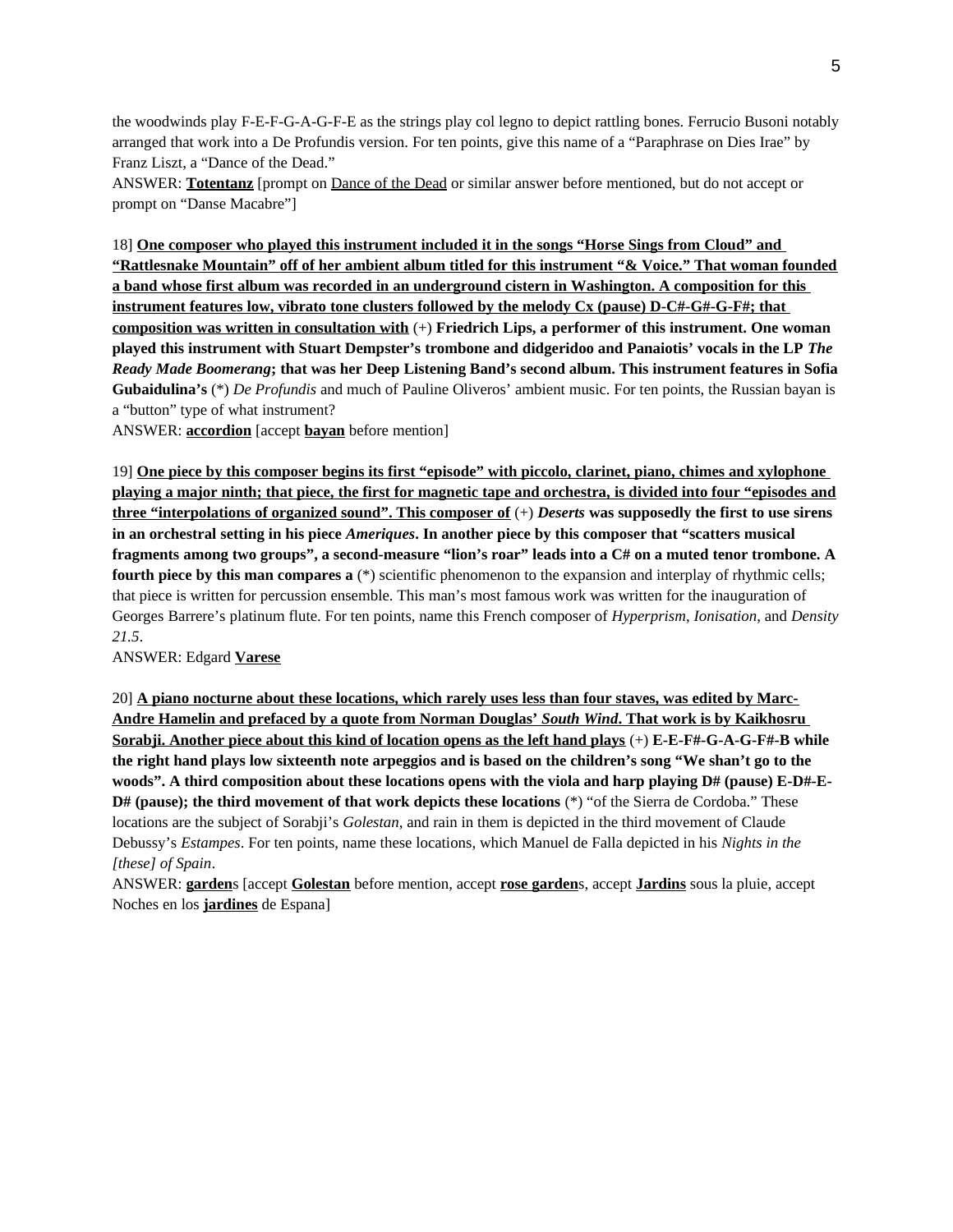the woodwinds play F-E-F-G-A-G-F-E as the strings play col legno to depict rattling bones. Ferrucio Busoni notably arranged that work into a De Profundis version. For ten points, give this name of a "Paraphrase on Dies Irae" by Franz Liszt, a "Dance of the Dead."

ANSWER: **Totentanz** [prompt on Dance of the Dead or similar answer before mentioned, but do not accept or prompt on "Danse Macabre"]

18] **One composer who played this instrument included it in the songs "Horse Sings from Cloud" and "Rattlesnake Mountain" off of her ambient album titled for this instrument "& Voice." That woman founded a band whose first album was recorded in an underground cistern in Washington. A composition for this instrument features low, vibrato tone clusters followed by the melody Cx (pause) D-C#-G#-G-F#; that composition was written in consultation with** (+) **Friedrich Lips, a performer of this instrument. One woman played this instrument with Stuart Dempster's trombone and didgeridoo and Panaiotis' vocals in the LP *The Ready Made Boomerang*; that was her Deep Listening Band's second album. This instrument features in Sofia Gubaidulina's** (*) *De Profundis* and much of Pauline Oliveros' ambient music. For ten points, the Russian bayan is a "button" type of what instrument?

ANSWER: **accordion** [accept **bayan** before mention]

19] **One piece by this composer begins its first "episode" with piccolo, clarinet, piano, chimes and xylophone playing a major ninth; that piece, the first for magnetic tape and orchestra, is divided into four "episodes and three "interpolations of organized sound". This composer of** (+) ***Deserts* was supposedly the first to use sirens in an orchestral setting in his piece *Ameriques*. In another piece by this composer that "scatters musical fragments among two groups", a second-measure "lion's roar" leads into a C# on a muted tenor trombone. A fourth piece by this man compares a** (*) scientific phenomenon to the expansion and interplay of rhythmic cells; that piece is written for percussion ensemble. This man's most famous work was written for the inauguration of Georges Barrere's platinum flute. For ten points, name this French composer of *Hyperprism*, *Ionisation*, and *Density 21.5*.

ANSWER: Edgard **Varese**

20] **A piano nocturne about these locations, which rarely uses less than four staves, was edited by Marc-Andre Hamelin and prefaced by a quote from Norman Douglas' *South Wind*. That work is by Kaikhosru Sorabji. Another piece about this kind of location opens as the left hand plays** (+) **E-E-F#-G-A-G-F#-B while the right hand plays low sixteenth note arpeggios and is based on the children's song "We shan't go to the woods". A third composition about these locations opens with the viola and harp playing D# (pause) E-D#-E-D# (pause); the third movement of that work depicts these locations** (*) "of the Sierra de Cordoba." These locations are the subject of Sorabji's *Golestan*, and rain in them is depicted in the third movement of Claude Debussy's *Estampes*. For ten points, name these locations, which Manuel de Falla depicted in his *Nights in the [these] of Spain*.

ANSWER: **garden**s [accept **Golestan** before mention, accept **rose garden**s, accept **Jardins** sous la pluie, accept Noches en los **jardines** de Espana]